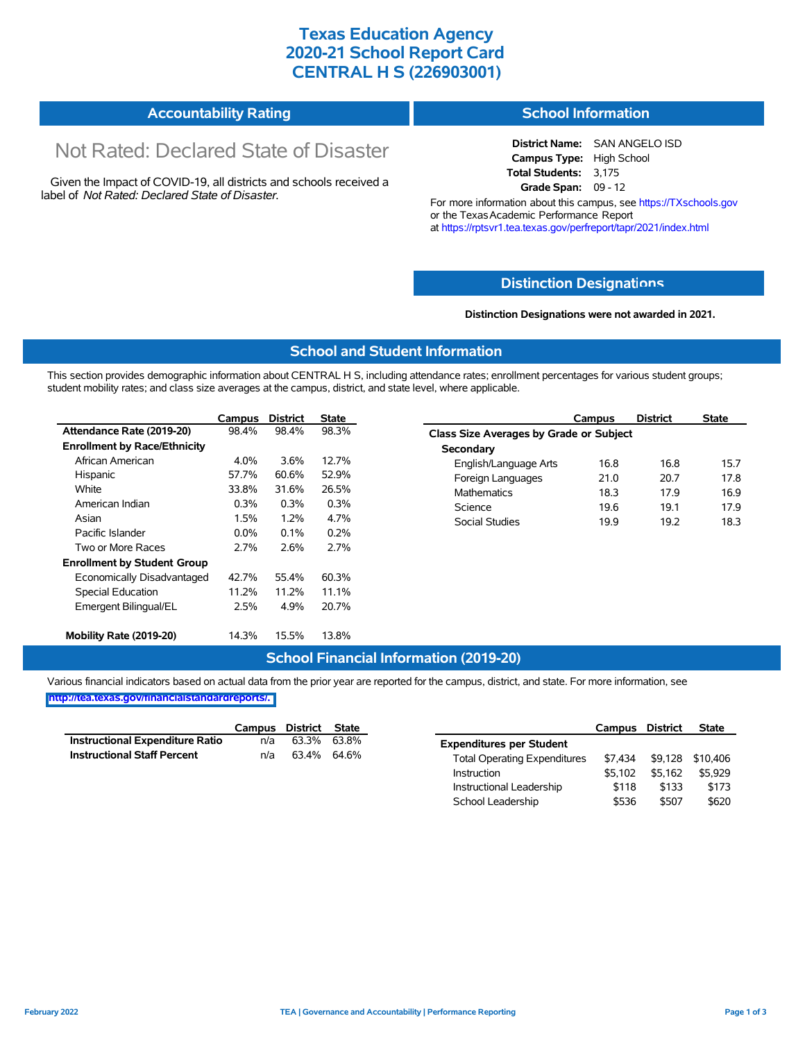# Texas Education Agency
# 2020-21 School Report Card
# CENTRAL H S (226903001)

## Accountability Rating

Not Rated: Declared State of Disaster

Given the Impact of COVID-19, all districts and schools received a label of *Not Rated: Declared State of Disaster*.

## School Information

**District Name:** SAN ANGELO ISD
**Campus Type:** High School
**Total Students:** 3,175
**Grade Span:** 09 - 12

For more information about this campus, see https://TXschools.gov or the Texas Academic Performance Report at https://rptsvr1.tea.texas.gov/perfreport/tapr/2021/index.html

## Distinction Designations

**Distinction Designations were not awarded in 2021.**

## School and Student Information

This section provides demographic information about CENTRAL H S, including attendance rates; enrollment percentages for various student groups; student mobility rates; and class size averages at the campus, district, and state level, where applicable.

| | Campus | District | State |
|---|---|---|---|
| **Attendance Rate (2019-20)** | 98.4% | 98.4% | 98.3% |
| **Enrollment by Race/Ethnicity** | | | |
| African American | 4.0% | 3.6% | 12.7% |
| Hispanic | 57.7% | 60.6% | 52.9% |
| White | 33.8% | 31.6% | 26.5% |
| American Indian | 0.3% | 0.3% | 0.3% |
| Asian | 1.5% | 1.2% | 4.7% |
| Pacific Islander | 0.0% | 0.1% | 0.2% |
| Two or More Races | 2.7% | 2.6% | 2.7% |
| **Enrollment by Student Group** | | | |
| Economically Disadvantaged | 42.7% | 55.4% | 60.3% |
| Special Education | 11.2% | 11.2% | 11.1% |
| Emergent Bilingual/EL | 2.5% | 4.9% | 20.7% |
| **Mobility Rate (2019-20)** | 14.3% | 15.5% | 13.8% |

| | Campus | District | State |
|---|---|---|---|
| **Class Size Averages by Grade or Subject** | | | |
| **Secondary** | | | |
| English/Language Arts | 16.8 | 16.8 | 15.7 |
| Foreign Languages | 21.0 | 20.7 | 17.8 |
| Mathematics | 18.3 | 17.9 | 16.9 |
| Science | 19.6 | 19.1 | 17.9 |
| Social Studies | 19.9 | 19.2 | 18.3 |

## School Financial Information (2019-20)

Various financial indicators based on actual data from the prior year are reported for the campus, district, and state. For more information, see http://tea.texas.gov/financialstandardreports/.

| | Campus | District | State |
|---|---|---|---|
| **Instructional Expenditure Ratio** | n/a | 63.3% | 63.8% |
| **Instructional Staff Percent** | n/a | 63.4% | 64.6% |

| | Campus | District | State |
|---|---|---|---|
| **Expenditures per Student** | | | |
| Total Operating Expenditures | $7,434 | $9,128 | $10,406 |
| Instruction | $5,102 | $5,162 | $5,929 |
| Instructional Leadership | $118 | $133 | $173 |
| School Leadership | $536 | $507 | $620 |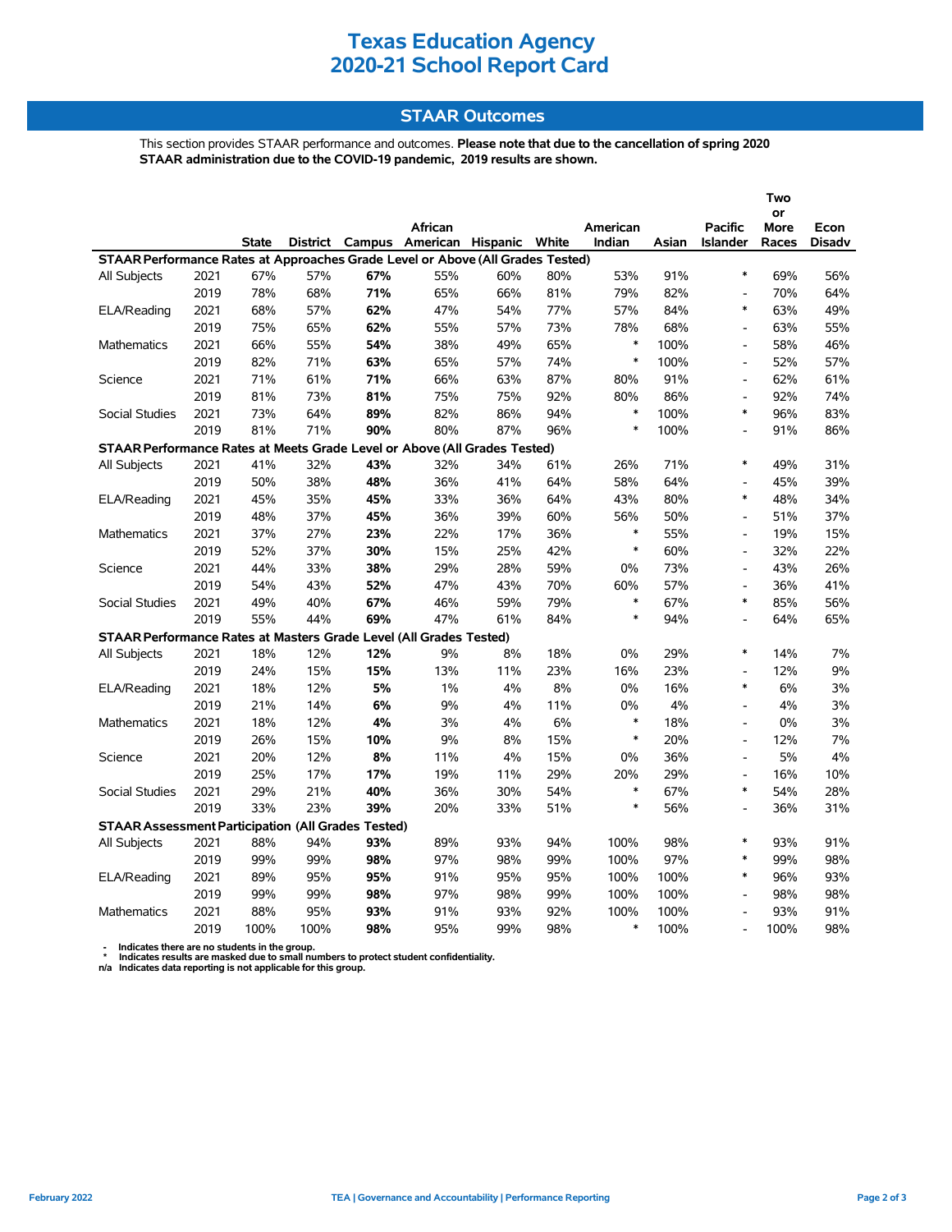# Texas Education Agency
# 2020-21 School Report Card

## STAAR Outcomes

This section provides STAAR performance and outcomes. **Please note that due to the cancellation of spring 2020 STAAR administration due to the COVID-19 pandemic, 2019 results are shown.**

| | | State | District | Campus | African American | Hispanic | White | American Indian | Asian | Pacific Islander | Two or More Races | Econ Disadv |
|---|---|---|---|---|---|---|---|---|---|---|---|---|
| **STAAR Performance Rates at Approaches Grade Level or Above (All Grades Tested)** | | | | | | | | | | | | |
| All Subjects | 2021 | 67% | 57% | **67%** | 55% | 60% | 80% | 53% | 91% | * | 69% | 56% |
| | 2019 | 78% | 68% | **71%** | 65% | 66% | 81% | 79% | 82% | - | 70% | 64% |
| ELA/Reading | 2021 | 68% | 57% | **62%** | 47% | 54% | 77% | 57% | 84% | * | 63% | 49% |
| | 2019 | 75% | 65% | **62%** | 55% | 57% | 73% | 78% | 68% | - | 63% | 55% |
| Mathematics | 2021 | 66% | 55% | **54%** | 38% | 49% | 65% | * | 100% | - | 58% | 46% |
| | 2019 | 82% | 71% | **63%** | 65% | 57% | 74% | * | 100% | - | 52% | 57% |
| Science | 2021 | 71% | 61% | **71%** | 66% | 63% | 87% | 80% | 91% | - | 62% | 61% |
| | 2019 | 81% | 73% | **81%** | 75% | 75% | 92% | 80% | 86% | - | 92% | 74% |
| Social Studies | 2021 | 73% | 64% | **89%** | 82% | 86% | 94% | * | 100% | * | 96% | 83% |
| | 2019 | 81% | 71% | **90%** | 80% | 87% | 96% | * | 100% | - | 91% | 86% |
| **STAAR Performance Rates at Meets Grade Level or Above (All Grades Tested)** | | | | | | | | | | | | |
| All Subjects | 2021 | 41% | 32% | **43%** | 32% | 34% | 61% | 26% | 71% | * | 49% | 31% |
| | 2019 | 50% | 38% | **48%** | 36% | 41% | 64% | 58% | 64% | - | 45% | 39% |
| ELA/Reading | 2021 | 45% | 35% | **45%** | 33% | 36% | 64% | 43% | 80% | * | 48% | 34% |
| | 2019 | 48% | 37% | **45%** | 36% | 39% | 60% | 56% | 50% | - | 51% | 37% |
| Mathematics | 2021 | 37% | 27% | **23%** | 22% | 17% | 36% | * | 55% | - | 19% | 15% |
| | 2019 | 52% | 37% | **30%** | 15% | 25% | 42% | * | 60% | - | 32% | 22% |
| Science | 2021 | 44% | 33% | **38%** | 29% | 28% | 59% | 0% | 73% | - | 43% | 26% |
| | 2019 | 54% | 43% | **52%** | 47% | 43% | 70% | 60% | 57% | - | 36% | 41% |
| Social Studies | 2021 | 49% | 40% | **67%** | 46% | 59% | 79% | * | 67% | * | 85% | 56% |
| | 2019 | 55% | 44% | **69%** | 47% | 61% | 84% | * | 94% | - | 64% | 65% |
| **STAAR Performance Rates at Masters Grade Level (All Grades Tested)** | | | | | | | | | | | | |
| All Subjects | 2021 | 18% | 12% | **12%** | 9% | 8% | 18% | 0% | 29% | * | 14% | 7% |
| | 2019 | 24% | 15% | **15%** | 13% | 11% | 23% | 16% | 23% | - | 12% | 9% |
| ELA/Reading | 2021 | 18% | 12% | **5%** | 1% | 4% | 8% | 0% | 16% | * | 6% | 3% |
| | 2019 | 21% | 14% | **6%** | 9% | 4% | 11% | 0% | 4% | - | 4% | 3% |
| Mathematics | 2021 | 18% | 12% | **4%** | 3% | 4% | 6% | * | 18% | - | 0% | 3% |
| | 2019 | 26% | 15% | **10%** | 9% | 8% | 15% | * | 20% | - | 12% | 7% |
| Science | 2021 | 20% | 12% | **8%** | 11% | 4% | 15% | 0% | 36% | - | 5% | 4% |
| | 2019 | 25% | 17% | **17%** | 19% | 11% | 29% | 20% | 29% | - | 16% | 10% |
| Social Studies | 2021 | 29% | 21% | **40%** | 36% | 30% | 54% | * | 67% | * | 54% | 28% |
| | 2019 | 33% | 23% | **39%** | 20% | 33% | 51% | * | 56% | - | 36% | 31% |
| **STAAR Assessment Participation (All Grades Tested)** | | | | | | | | | | | | |
| All Subjects | 2021 | 88% | 94% | **93%** | 89% | 93% | 94% | 100% | 98% | * | 93% | 91% |
| | 2019 | 99% | 99% | **98%** | 97% | 98% | 99% | 100% | 97% | * | 99% | 98% |
| ELA/Reading | 2021 | 89% | 95% | **95%** | 91% | 95% | 95% | 100% | 100% | * | 96% | 93% |
| | 2019 | 99% | 99% | **98%** | 97% | 98% | 99% | 100% | 100% | - | 98% | 98% |
| Mathematics | 2021 | 88% | 95% | **93%** | 91% | 93% | 92% | 100% | 100% | - | 93% | 91% |
| | 2019 | 100% | 100% | **98%** | 95% | 99% | 98% | * | 100% | - | 100% | 98% |

- '-' Indicates there are no students in the group.
- '*' Indicates results are masked due to small numbers to protect student confidentiality.
- n/a Indicates data reporting is not applicable for this group.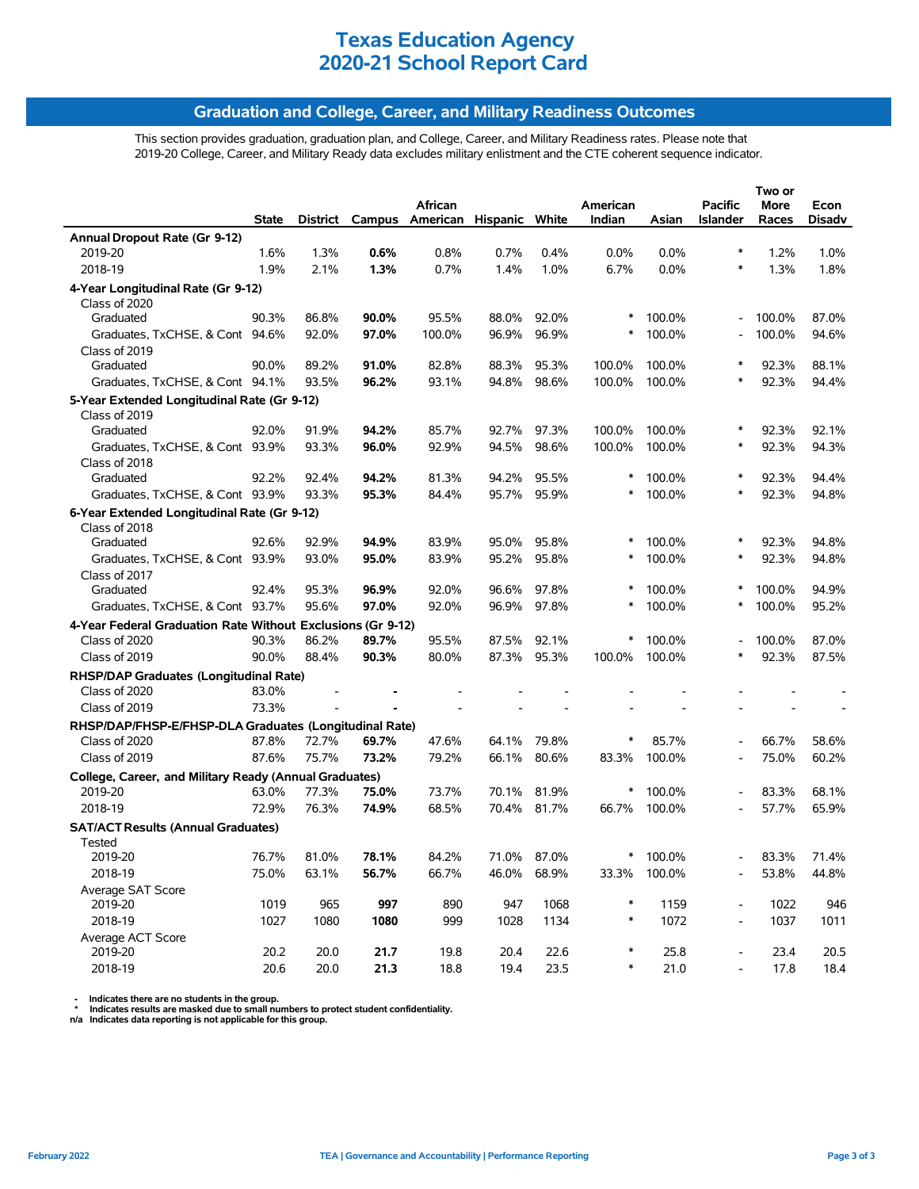# Texas Education Agency
# 2020-21 School Report Card

## Graduation and College, Career, and Military Readiness Outcomes

This section provides graduation, graduation plan, and College, Career, and Military Readiness rates. Please note that 2019-20 College, Career, and Military Ready data excludes military enlistment and the CTE coherent sequence indicator.

| | State | District | Campus | African American | Hispanic | White | American Indian | Asian | Pacific Islander | Two or More Races | Econ Disadv |
|---|---|---|---|---|---|---|---|---|---|---|---|
| **Annual Dropout Rate (Gr 9-12)** | | | | | | | | | | | |
| 2019-20 | 1.6% | 1.3% | **0.6%** | 0.8% | 0.7% | 0.4% | 0.0% | 0.0% | * | 1.2% | 1.0% |
| 2018-19 | 1.9% | 2.1% | **1.3%** | 0.7% | 1.4% | 1.0% | 6.7% | 0.0% | * | 1.3% | 1.8% |
| **4-Year Longitudinal Rate (Gr 9-12)** | | | | | | | | | | | |
| Class of 2020 | | | | | | | | | | | |
| Graduated | 90.3% | 86.8% | **90.0%** | 95.5% | 88.0% | 92.0% | * | 100.0% | - | 100.0% | 87.0% |
| Graduates, TxCHSE, & Cont | 94.6% | 92.0% | **97.0%** | 100.0% | 96.9% | 96.9% | * | 100.0% | - | 100.0% | 94.6% |
| Class of 2019 | | | | | | | | | | | |
| Graduated | 90.0% | 89.2% | **91.0%** | 82.8% | 88.3% | 95.3% | 100.0% | 100.0% | * | 92.3% | 88.1% |
| Graduates, TxCHSE, & Cont | 94.1% | 93.5% | **96.2%** | 93.1% | 94.8% | 98.6% | 100.0% | 100.0% | * | 92.3% | 94.4% |
| **5-Year Extended Longitudinal Rate (Gr 9-12)** | | | | | | | | | | | |
| Class of 2019 | | | | | | | | | | | |
| Graduated | 92.0% | 91.9% | **94.2%** | 85.7% | 92.7% | 97.3% | 100.0% | 100.0% | * | 92.3% | 92.1% |
| Graduates, TxCHSE, & Cont | 93.9% | 93.3% | **96.0%** | 92.9% | 94.5% | 98.6% | 100.0% | 100.0% | * | 92.3% | 94.3% |
| Class of 2018 | | | | | | | | | | | |
| Graduated | 92.2% | 92.4% | **94.2%** | 81.3% | 94.2% | 95.5% | * | 100.0% | * | 92.3% | 94.4% |
| Graduates, TxCHSE, & Cont | 93.9% | 93.3% | **95.3%** | 84.4% | 95.7% | 95.9% | * | 100.0% | * | 92.3% | 94.8% |
| **6-Year Extended Longitudinal Rate (Gr 9-12)** | | | | | | | | | | | |
| Class of 2018 | | | | | | | | | | | |
| Graduated | 92.6% | 92.9% | **94.9%** | 83.9% | 95.0% | 95.8% | * | 100.0% | * | 92.3% | 94.8% |
| Graduates, TxCHSE, & Cont | 93.9% | 93.0% | **95.0%** | 83.9% | 95.2% | 95.8% | * | 100.0% | * | 92.3% | 94.8% |
| Class of 2017 | | | | | | | | | | | |
| Graduated | 92.4% | 95.3% | **96.9%** | 92.0% | 96.6% | 97.8% | * | 100.0% | * | 100.0% | 94.9% |
| Graduates, TxCHSE, & Cont | 93.7% | 95.6% | **97.0%** | 92.0% | 96.9% | 97.8% | * | 100.0% | * | 100.0% | 95.2% |
| **4-Year Federal Graduation Rate Without Exclusions (Gr 9-12)** | | | | | | | | | | | |
| Class of 2020 | 90.3% | 86.2% | **89.7%** | 95.5% | 87.5% | 92.1% | * | 100.0% | - | 100.0% | 87.0% |
| Class of 2019 | 90.0% | 88.4% | **90.3%** | 80.0% | 87.3% | 95.3% | 100.0% | 100.0% | * | 92.3% | 87.5% |
| **RHSP/DAP Graduates (Longitudinal Rate)** | | | | | | | | | | | |
| Class of 2020 | 83.0% | - | **-** | - | - | - | - | - | - | - | - |
| Class of 2019 | 73.3% | - | **-** | - | - | - | - | - | - | - | - |
| **RHSP/DAP/FHSP-E/FHSP-DLA Graduates (Longitudinal Rate)** | | | | | | | | | | | |
| Class of 2020 | 87.8% | 72.7% | **69.7%** | 47.6% | 64.1% | 79.8% | * | 85.7% | - | 66.7% | 58.6% |
| Class of 2019 | 87.6% | 75.7% | **73.2%** | 79.2% | 66.1% | 80.6% | 83.3% | 100.0% | - | 75.0% | 60.2% |
| **College, Career, and Military Ready (Annual Graduates)** | | | | | | | | | | | |
| 2019-20 | 63.0% | 77.3% | **75.0%** | 73.7% | 70.1% | 81.9% | * | 100.0% | - | 83.3% | 68.1% |
| 2018-19 | 72.9% | 76.3% | **74.9%** | 68.5% | 70.4% | 81.7% | 66.7% | 100.0% | - | 57.7% | 65.9% |
| **SAT/ACT Results (Annual Graduates)** | | | | | | | | | | | |
| Tested | | | | | | | | | | | |
| 2019-20 | 76.7% | 81.0% | **78.1%** | 84.2% | 71.0% | 87.0% | * | 100.0% | - | 83.3% | 71.4% |
| 2018-19 | 75.0% | 63.1% | **56.7%** | 66.7% | 46.0% | 68.9% | 33.3% | 100.0% | - | 53.8% | 44.8% |
| Average SAT Score | | | | | | | | | | | |
| 2019-20 | 1019 | 965 | **997** | 890 | 947 | 1068 | * | 1159 | - | 1022 | 946 |
| 2018-19 | 1027 | 1080 | **1080** | 999 | 1028 | 1134 | * | 1072 | - | 1037 | 1011 |
| Average ACT Score | | | | | | | | | | | |
| 2019-20 | 20.2 | 20.0 | **21.7** | 19.8 | 20.4 | 22.6 | * | 25.8 | - | 23.4 | 20.5 |
| 2018-19 | 20.6 | 20.0 | **21.3** | 18.8 | 19.4 | 23.5 | * | 21.0 | - | 17.8 | 18.4 |

- Indicates there are no students in the group.
* Indicates results are masked due to small numbers to protect student confidentiality.
n/a Indicates data reporting is not applicable for this group.